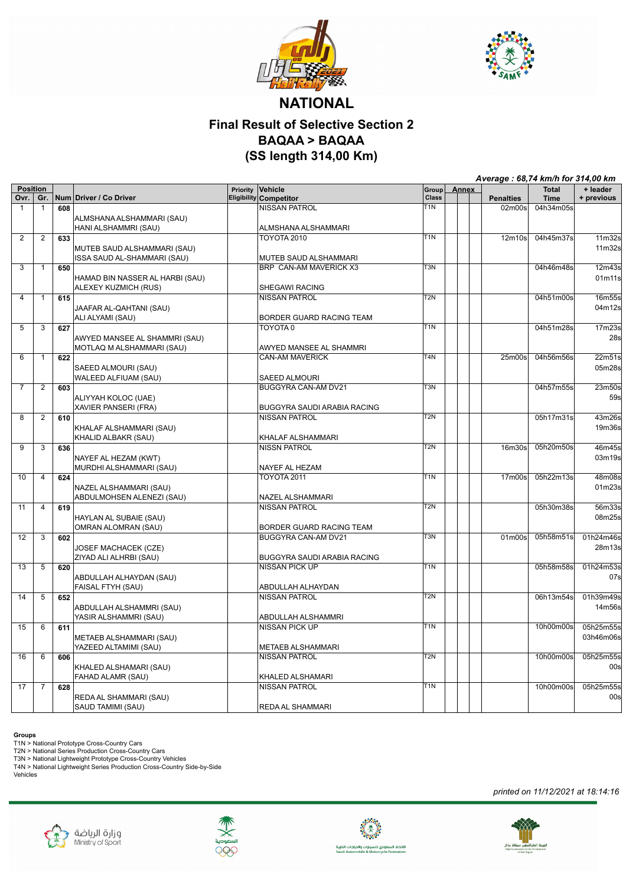# NATIONAL

## Final Result of Selective Section 2
## BAQAA > BAQAA
## (SS length 314,00 Km)

*Average : 68,74 km/h for 314,00 km*

| Position Ovr. | Gr. | Num | Driver / Co Driver | Priority Eligibility | Vehicle / Competitor | Group Class | Annex | | | Penalties | Total Time | + leader + previous |
|---|---|---|---|---|---|---|---|---|---|---|---|---|
| 1 | 1 | 608 | ALMSHANA ALSHAMMARI (SAU) / HANI ALSHAMMRI (SAU) | | NISSAN PATROL / ALMSHANA ALSHAMMARI | T1N | | | | 02m00s | 04h34m05s | |
| 2 | 2 | 633 | MUTEB SAUD ALSHAMMARI (SAU) / ISSA SAUD AL-SHAMMARI (SAU) | | TOYOTA 2010 / MUTEB SAUD ALSHAMMARI | T1N | | | | 12m10s | 04h45m37s | 11m32s / 11m32s |
| 3 | 1 | 650 | HAMAD BIN NASSER AL HARBI (SAU) / ALEXEY KUZMICH (RUS) | | BRP CAN-AM MAVERICK X3 / SHEGAWI RACING | T3N | | | | | 04h46m48s | 12m43s / 01m11s |
| 4 | 1 | 615 | JAAFAR AL-QAHTANI (SAU) / ALI ALYAMI (SAU) | | NISSAN PATROL / BORDER GUARD RACING TEAM | T2N | | | | | 04h51m00s | 16m55s / 04m12s |
| 5 | 3 | 627 | AWYED MANSEE AL SHAMMRI (SAU) / MOTLAQ M ALSHAMMARI (SAU) | | TOYOTA 0 / AWYED MANSEE AL SHAMMRI | T1N | | | | | 04h51m28s | 17m23s / 28s |
| 6 | 1 | 622 | SAEED ALMOURI (SAU) / WALEED ALFIUAM (SAU) | | CAN-AM MAVERICK / SAEED ALMOURI | T4N | | | | 25m00s | 04h56m56s | 22m51s / 05m28s |
| 7 | 2 | 603 | ALIYYAH KOLOC (UAE) / XAVIER PANSERI (FRA) | | BUGGYRA CAN-AM DV21 / BUGGYRA SAUDI ARABIA RACING | T3N | | | | | 04h57m55s | 23m50s / 59s |
| 8 | 2 | 610 | KHALAF ALSHAMMARI (SAU) / KHALID ALBAKR (SAU) | | NISSAN PATROL / KHALAF ALSHAMMARI | T2N | | | | | 05h17m31s | 43m26s / 19m36s |
| 9 | 3 | 636 | NAYEF AL HEZAM (KWT) / MURDHI ALSHAMMARI (SAU) | | NISSN PATROL / NAYEF AL HEZAM | T2N | | | | 16m30s | 05h20m50s | 46m45s / 03m19s |
| 10 | 4 | 624 | NAZEL ALSHAMMARI (SAU) / ABDULMOHSEN ALENEZI (SAU) | | TOYOTA 2011 / NAZEL ALSHAMMARI | T1N | | | | 17m00s | 05h22m13s | 48m08s / 01m23s |
| 11 | 4 | 619 | HAYLAN AL SUBAIE (SAU) / OMRAN ALOMRAN (SAU) | | NISSAN PATROL / BORDER GUARD RACING TEAM | T2N | | | | | 05h30m38s | 56m33s / 08m25s |
| 12 | 3 | 602 | JOSEF MACHACEK (CZE) / ZIYAD ALI ALHRBI (SAU) | | BUGGYRA CAN-AM DV21 / BUGGYRA SAUDI ARABIA RACING | T3N | | | | 01m00s | 05h58m51s | 01h24m46s / 28m13s |
| 13 | 5 | 620 | ABDULLAH ALHAYDAN (SAU) / FAISAL FTYH (SAU) | | NISSAN PICK UP / ABDULLAH ALHAYDAN | T1N | | | | | 05h58m58s | 01h24m53s / 07s |
| 14 | 5 | 652 | ABDULLAH ALSHAMMRI (SAU) / YASIR ALSHAMMRI (SAU) | | NISSAN PATROL / ABDULLAH ALSHAMMRI | T2N | | | | | 06h13m54s | 01h39m49s / 14m56s |
| 15 | 6 | 611 | METAEB ALSHAMMARI (SAU) / YAZEED ALTAMIMI (SAU) | | NISSAN PICK UP / METAEB ALSHAMMARI | T1N | | | | | 10h00m00s | 05h25m55s / 03h46m06s |
| 16 | 6 | 606 | KHALED ALSHAMARI (SAU) / FAHAD ALAMR (SAU) | | NISSAN PATROL / KHALED ALSHAMARI | T2N | | | | | 10h00m00s | 05h25m55s / 00s |
| 17 | 7 | 628 | REDA AL SHAMMARI (SAU) / SAUD TAMIMI (SAU) | | NISSAN PATROL / REDA AL SHAMMARI | T1N | | | | | 10h00m00s | 05h25m55s / 00s |

**Groups**

T1N > National Prototype Cross-Country Cars
T2N > National Series Production Cross-Country Cars
T3N > National Lightweight Prototype Cross-Country Vehicles
T4N > National Lightweight Series Production Cross-Country Side-by-Side Vehicles

*printed on 11/12/2021 at 18:14:16*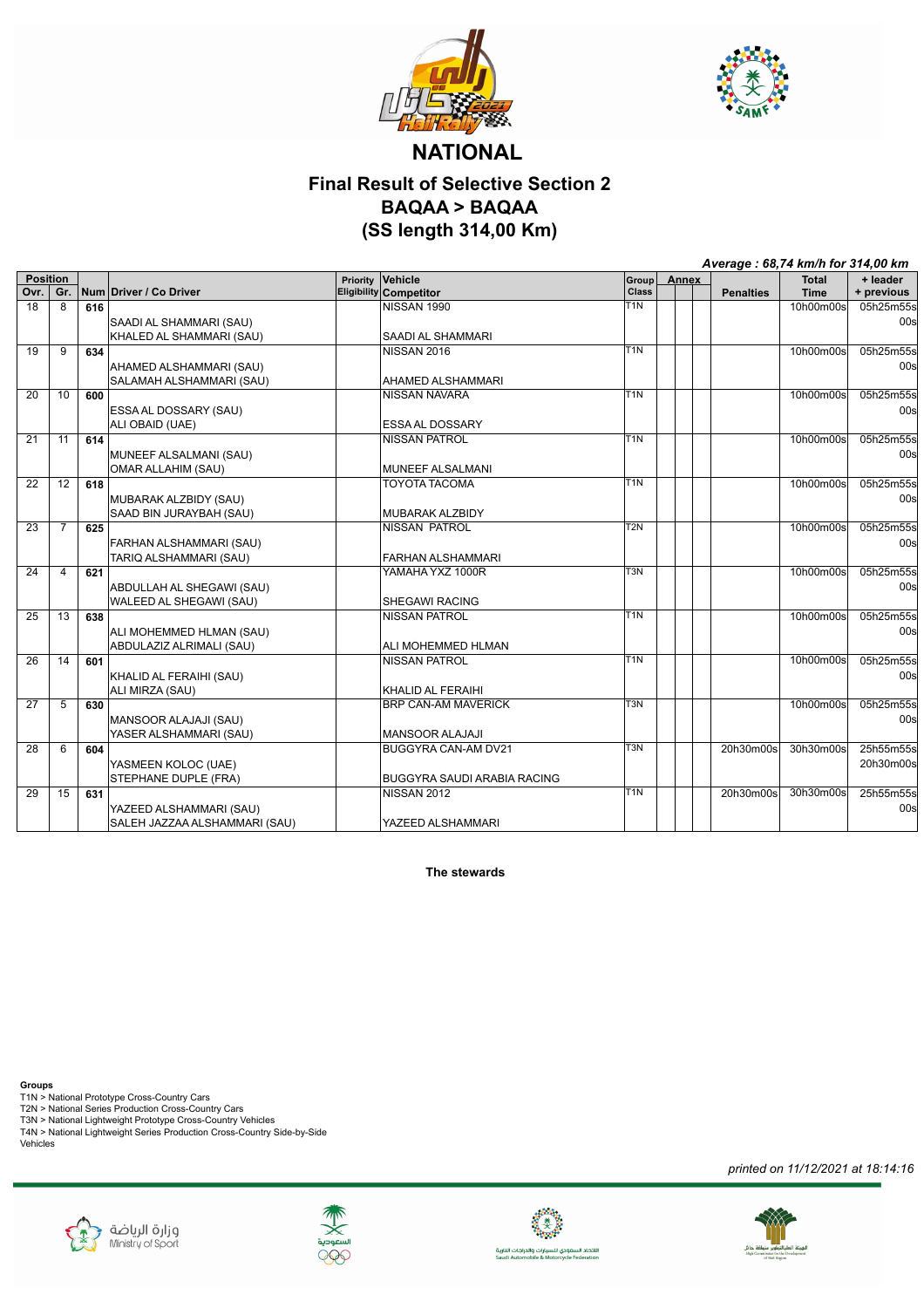# NATIONAL

## Final Result of Selective Section 2
## BAQAA > BAQAA
## (SS length 314,00 Km)

*Average : 68,74 km/h for 314,00 km*

| Position Ovr. | Position Gr. | Num | Driver / Co Driver | Priority Eligibility | Vehicle / Competitor | Group Class | Annex | Penalties | Total Time | + leader + previous |
|---|---|---|---|---|---|---|---|---|---|---|
| 18 | 8 | 616 | SAADI AL SHAMMARI (SAU) / KHALED AL SHAMMARI (SAU) | | NISSAN 1990 / SAADI AL SHAMMARI | T1N | | | 10h00m00s | 05h25m55s / 00s |
| 19 | 9 | 634 | AHAMED ALSHAMMARI (SAU) / SALAMAH ALSHAMMARI (SAU) | | NISSAN 2016 / AHAMED ALSHAMMARI | T1N | | | 10h00m00s | 05h25m55s / 00s |
| 20 | 10 | 600 | ESSA AL DOSSARY (SAU) / ALI OBAID (UAE) | | NISSAN NAVARA / ESSA AL DOSSARY | T1N | | | 10h00m00s | 05h25m55s / 00s |
| 21 | 11 | 614 | MUNEEF ALSALMANI (SAU) / OMAR ALLAHIM (SAU) | | NISSAN PATROL / MUNEEF ALSALMANI | T1N | | | 10h00m00s | 05h25m55s / 00s |
| 22 | 12 | 618 | MUBARAK ALZBIDY (SAU) / SAAD BIN JURAYBAH (SAU) | | TOYOTA TACOMA / MUBARAK ALZBIDY | T1N | | | 10h00m00s | 05h25m55s / 00s |
| 23 | 7 | 625 | FARHAN ALSHAMMARI (SAU) / TARIQ ALSHAMMARI (SAU) | | NISSAN PATROL / FARHAN ALSHAMMARI | T2N | | | 10h00m00s | 05h25m55s / 00s |
| 24 | 4 | 621 | ABDULLAH AL SHEGAWI (SAU) / WALEED AL SHEGAWI (SAU) | | YAMAHA YXZ 1000R / SHEGAWI RACING | T3N | | | 10h00m00s | 05h25m55s / 00s |
| 25 | 13 | 638 | ALI MOHEMMED HLMAN (SAU) / ABDULAZIZ ALRIMALI (SAU) | | NISSAN PATROL / ALI MOHEMMED HLMAN | T1N | | | 10h00m00s | 05h25m55s / 00s |
| 26 | 14 | 601 | KHALID AL FERAIHI (SAU) / ALI MIRZA (SAU) | | NISSAN PATROL / KHALID AL FERAIHI | T1N | | | 10h00m00s | 05h25m55s / 00s |
| 27 | 5 | 630 | MANSOOR ALAJAJI (SAU) / YASER ALSHAMMARI (SAU) | | BRP CAN-AM MAVERICK / MANSOOR ALAJAJI | T3N | | | 10h00m00s | 05h25m55s / 00s |
| 28 | 6 | 604 | YASMEEN KOLOC (UAE) / STEPHANE DUPLE (FRA) | | BUGGYRA CAN-AM DV21 / BUGGYRA SAUDI ARABIA RACING | T3N | | 20h30m00s | 30h30m00s | 25h55m55s / 20h30m00s |
| 29 | 15 | 631 | YAZEED ALSHAMMARI (SAU) / SALEH JAZZAA ALSHAMMARI (SAU) | | NISSAN 2012 / YAZEED ALSHAMMARI | T1N | | 20h30m00s | 30h30m00s | 25h55m55s / 00s |

**The stewards**

**Groups**
T1N > National Prototype Cross-Country Cars
T2N > National Series Production Cross-Country Cars
T3N > National Lightweight Prototype Cross-Country Vehicles
T4N > National Lightweight Series Production Cross-Country Side-by-Side Vehicles

*printed on 11/12/2021 at 18:14:16*